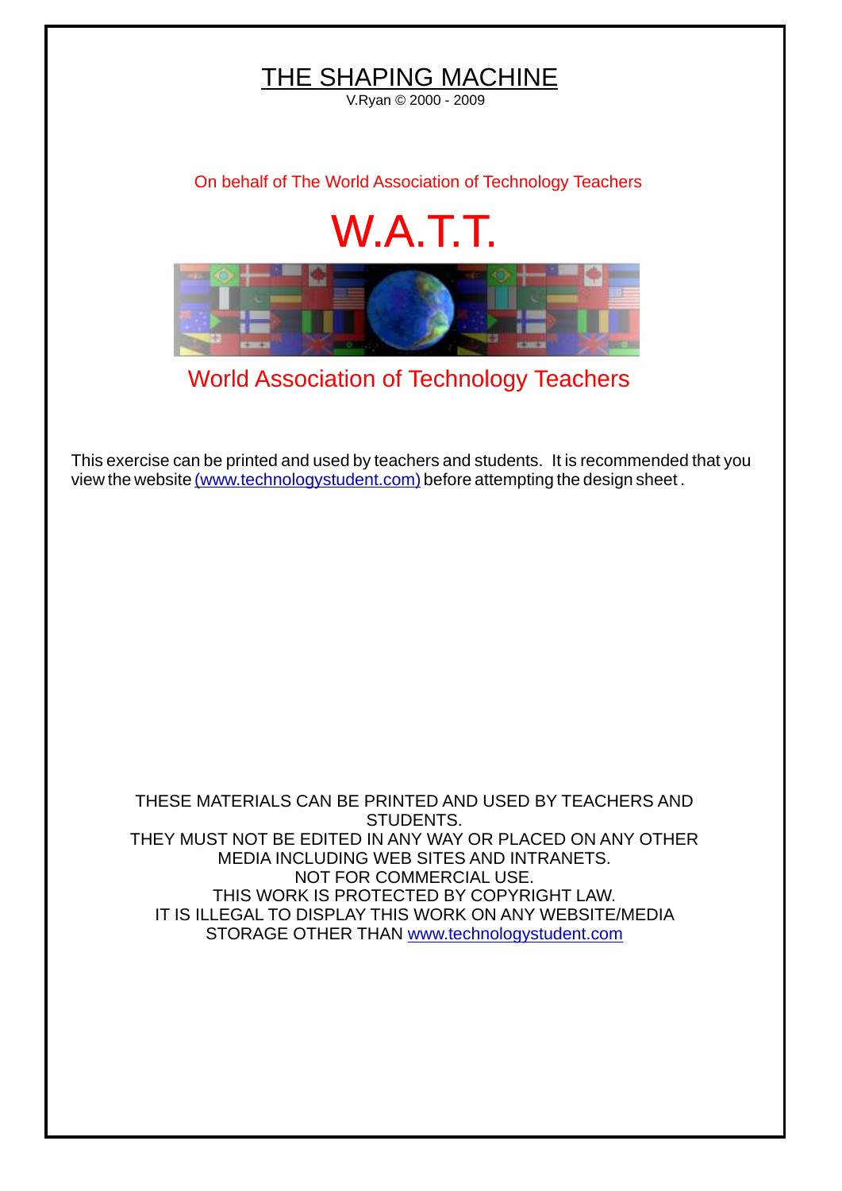# THE SHAPING MACHINE

V.Ryan © 2000 - 2009

On behalf of The World Association of Technology Teachers

## W.A.T.T.

World Association of Technology Teachers

This exercise can be printed and used by teachers and students. It is recommended that you view the website (www.technologystudent.com) before attempting the design sheet .

THESE MATERIALS CAN BE PRINTED AND USED BY TEACHERS AND STUDENTS.
THEY MUST NOT BE EDITED IN ANY WAY OR PLACED ON ANY OTHER MEDIA INCLUDING WEB SITES AND INTRANETS.
NOT FOR COMMERCIAL USE.
THIS WORK IS PROTECTED BY COPYRIGHT LAW.
IT IS ILLEGAL TO DISPLAY THIS WORK ON ANY WEBSITE/MEDIA STORAGE OTHER THAN www.technologystudent.com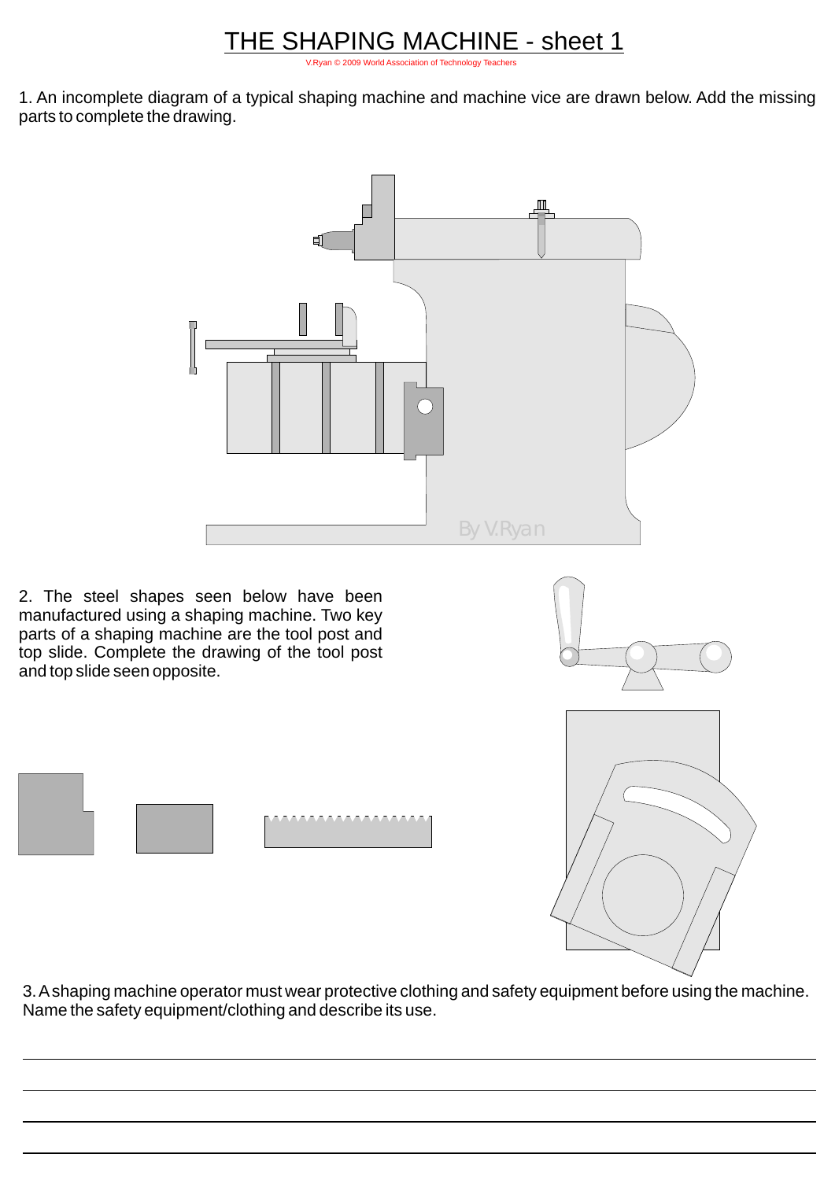# THE SHAPING MACHINE - sheet 1

V.Ryan © 2009 World Association of Technology Teachers

1. An incomplete diagram of a typical shaping machine and machine vice are drawn below. Add the missing parts to complete the drawing.

By V.Ryan

2. The steel shapes seen below have been manufactured using a shaping machine. Two key parts of a shaping machine are the tool post and top slide. Complete the drawing of the tool post and top slide seen opposite.

3. A shaping machine operator must wear protective clothing and safety equipment before using the machine. Name the safety equipment/clothing and describe its use.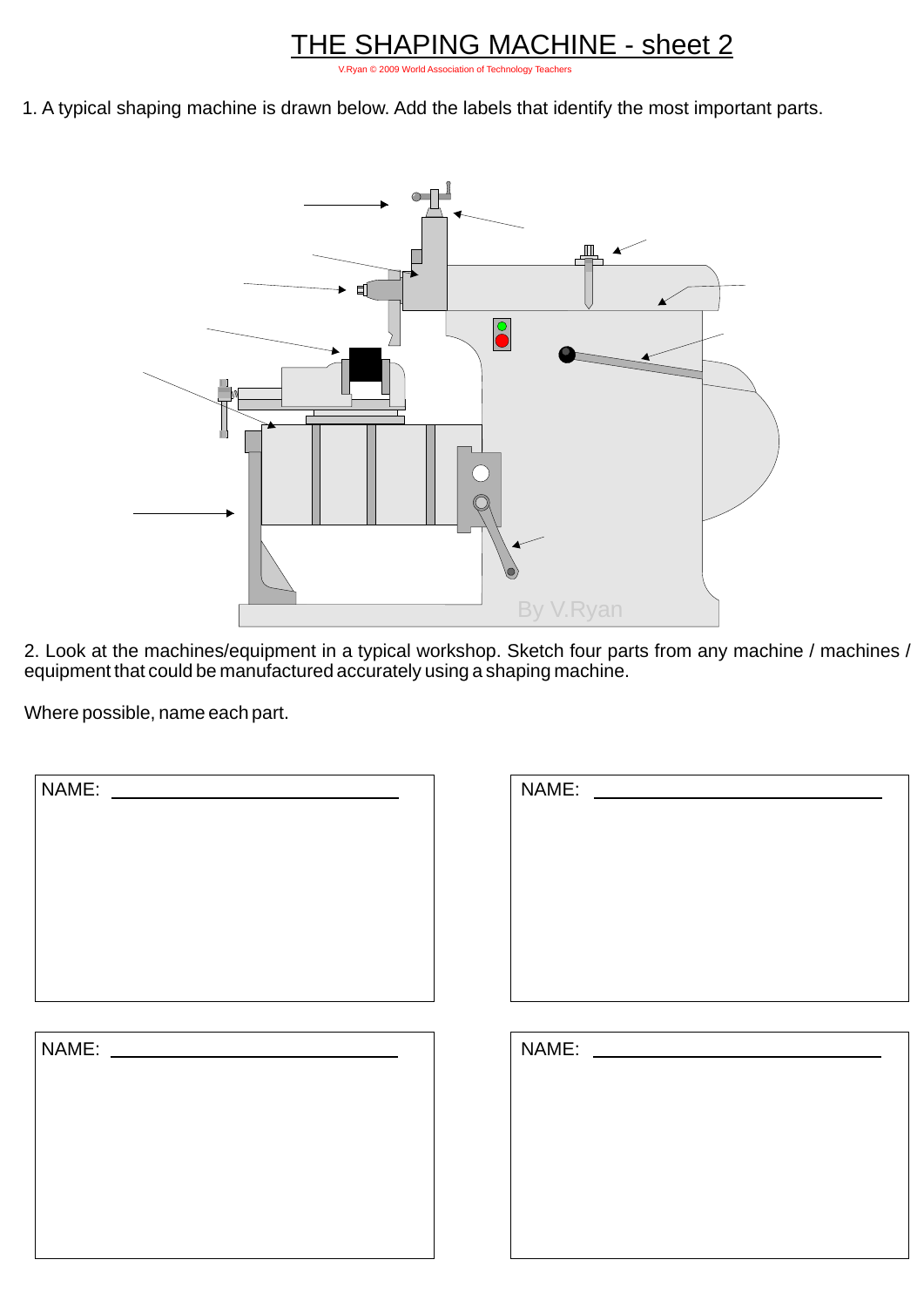# THE SHAPING MACHINE - sheet 2

V.Ryan © 2009 World Association of Technology Teachers

1. A typical shaping machine is drawn below. Add the labels that identify the most important parts.

By V.Ryan

2. Look at the machines/equipment in a typical workshop. Sketch four parts from any machine / machines / equipment that could be manufactured accurately using a shaping machine.

Where possible, name each part.

NAME: ______________________________

NAME: ______________________________

NAME: ______________________________

NAME: ______________________________